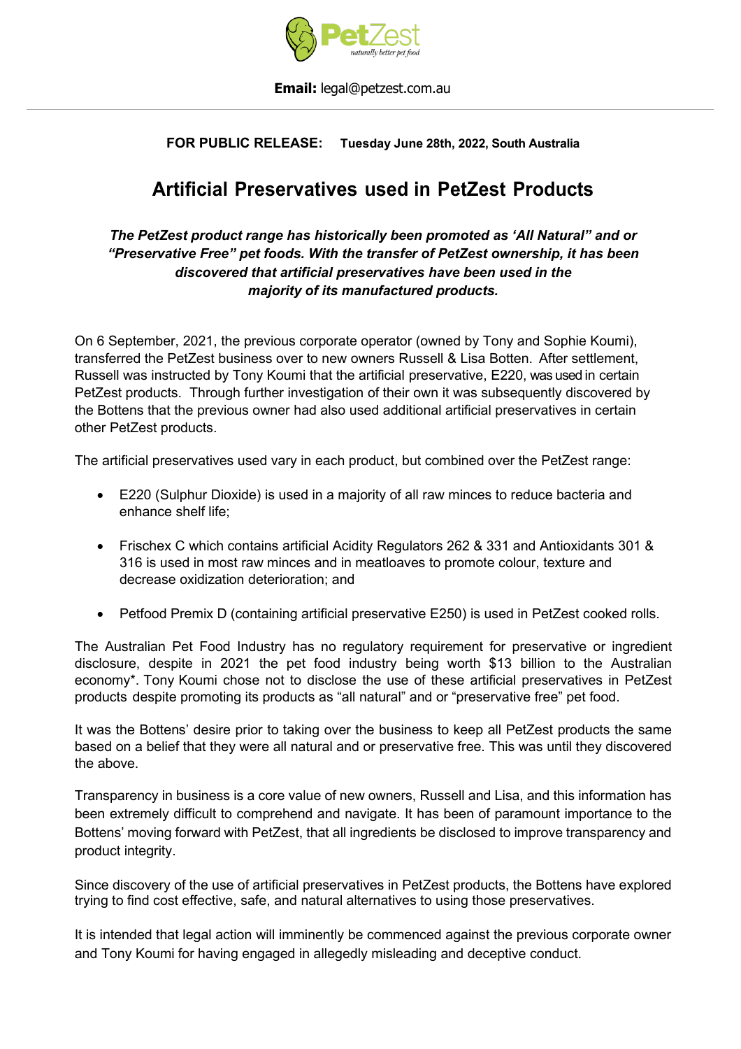PetZest
*naturally better pet food*

**Email:** legal@petzest.com.au

---

**FOR PUBLIC RELEASE:** **Tuesday June 28th, 2022, South Australia**

# Artificial Preservatives used in PetZest Products

***The PetZest product range has historically been promoted as 'All Natural" and or "Preservative Free" pet foods. With the transfer of PetZest ownership, it has been discovered that artificial preservatives have been used in the majority of its manufactured products.***

On 6 September, 2021, the previous corporate operator (owned by Tony and Sophie Koumi), transferred the PetZest business over to new owners Russell & Lisa Botten. After settlement, Russell was instructed by Tony Koumi that the artificial preservative, E220, was used in certain PetZest products. Through further investigation of their own it was subsequently discovered by the Bottens that the previous owner had also used additional artificial preservatives in certain other PetZest products.

The artificial preservatives used vary in each product, but combined over the PetZest range:

- E220 (Sulphur Dioxide) is used in a majority of all raw minces to reduce bacteria and enhance shelf life;
- Frischex C which contains artificial Acidity Regulators 262 & 331 and Antioxidants 301 & 316 is used in most raw minces and in meatloaves to promote colour, texture and decrease oxidization deterioration; and
- Petfood Premix D (containing artificial preservative E250) is used in PetZest cooked rolls.

The Australian Pet Food Industry has no regulatory requirement for preservative or ingredient disclosure, despite in 2021 the pet food industry being worth $13 billion to the Australian economy*. Tony Koumi chose not to disclose the use of these artificial preservatives in PetZest products despite promoting its products as "all natural" and or "preservative free" pet food.

It was the Bottens' desire prior to taking over the business to keep all PetZest products the same based on a belief that they were all natural and or preservative free. This was until they discovered the above.

Transparency in business is a core value of new owners, Russell and Lisa, and this information has been extremely difficult to comprehend and navigate. It has been of paramount importance to the Bottens' moving forward with PetZest, that all ingredients be disclosed to improve transparency and product integrity.

Since discovery of the use of artificial preservatives in PetZest products, the Bottens have explored trying to find cost effective, safe, and natural alternatives to using those preservatives.

It is intended that legal action will imminently be commenced against the previous corporate owner and Tony Koumi for having engaged in allegedly misleading and deceptive conduct.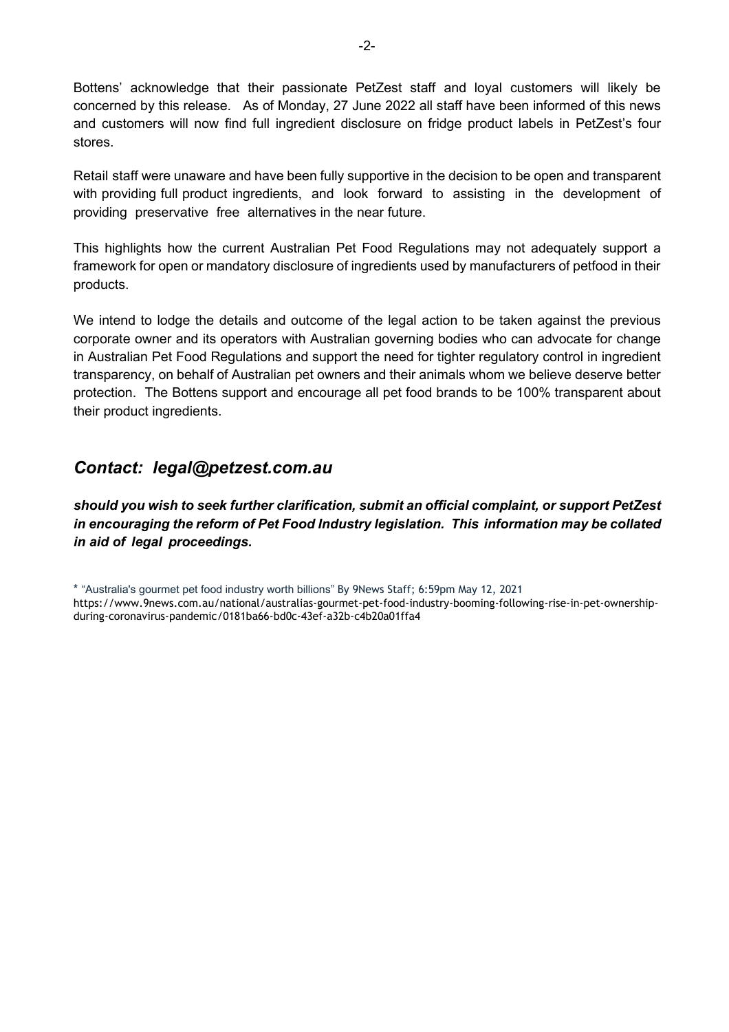Bottens' acknowledge that their passionate PetZest staff and loyal customers will likely be concerned by this release. As of Monday, 27 June 2022 all staff have been informed of this news and customers will now find full ingredient disclosure on fridge product labels in PetZest's four stores.

Retail staff were unaware and have been fully supportive in the decision to be open and transparent with providing full product ingredients, and look forward to assisting in the development of providing preservative free alternatives in the near future.

This highlights how the current Australian Pet Food Regulations may not adequately support a framework for open or mandatory disclosure of ingredients used by manufacturers of petfood in their products.

We intend to lodge the details and outcome of the legal action to be taken against the previous corporate owner and its operators with Australian governing bodies who can advocate for change in Australian Pet Food Regulations and support the need for tighter regulatory control in ingredient transparency, on behalf of Australian pet owners and their animals whom we believe deserve better protection. The Bottens support and encourage all pet food brands to be 100% transparent about their product ingredients.

## *Contact: legal@petzest.com.au*

***should you wish to seek further clarification, submit an official complaint, or support PetZest in encouraging the reform of Pet Food Industry legislation. This information may be collated in aid of legal proceedings.***

\* "Australia's gourmet pet food industry worth billions" By 9News Staff; 6:59pm May 12, 2021
https://www.9news.com.au/national/australias-gourmet-pet-food-industry-booming-following-rise-in-pet-ownership-during-coronavirus-pandemic/0181ba66-bd0c-43ef-a32b-c4b20a01ffa4